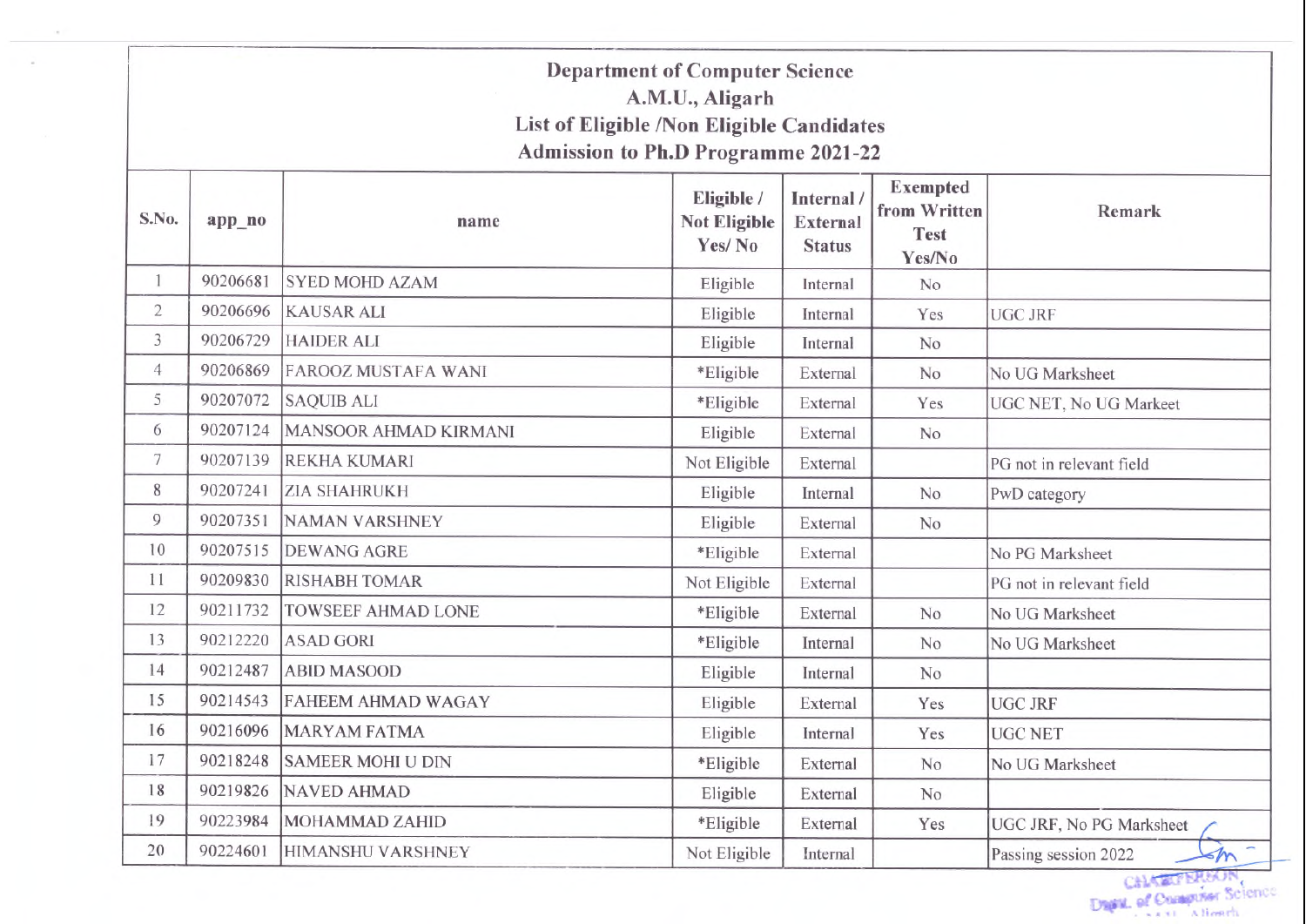# Department of Computer Science
## A.M.U., Aligarh
## List of Eligible /Non Eligible Candidates
## Admission to Ph.D Programme 2021-22

| S.No. | app_no | name | Eligible / Not Eligible Yes/ No | Internal / External Status | Exempted from Written Test Yes/No | Remark |
|---|---|---|---|---|---|---|
| 1 | 90206681 | SYED MOHD AZAM | Eligible | Internal | No | |
| 2 | 90206696 | KAUSAR ALI | Eligible | Internal | Yes | UGC JRF |
| 3 | 90206729 | HAIDER ALI | Eligible | Internal | No | |
| 4 | 90206869 | FAROOZ MUSTAFA WANI | *Eligible | External | No | No UG Marksheet |
| 5 | 90207072 | SAQUIB ALI | *Eligible | External | Yes | UGC NET, No UG Markeet |
| 6 | 90207124 | MANSOOR AHMAD KIRMANI | Eligible | External | No | |
| 7 | 90207139 | REKHA KUMARI | Not Eligible | External | | PG not in relevant field |
| 8 | 90207241 | ZIA SHAHRUKH | Eligible | Internal | No | PwD category |
| 9 | 90207351 | NAMAN VARSHNEY | Eligible | External | No | |
| 10 | 90207515 | DEWANG AGRE | *Eligible | External | | No PG Marksheet |
| 11 | 90209830 | RISHABH TOMAR | Not Eligible | External | | PG not in relevant field |
| 12 | 90211732 | TOWSEEF AHMAD LONE | *Eligible | External | No | No UG Marksheet |
| 13 | 90212220 | ASAD GORI | *Eligible | Internal | No | No UG Marksheet |
| 14 | 90212487 | ABID MASOOD | Eligible | Internal | No | |
| 15 | 90214543 | FAHEEM AHMAD WAGAY | Eligible | External | Yes | UGC JRF |
| 16 | 90216096 | MARYAM FATMA | Eligible | Internal | Yes | UGC NET |
| 17 | 90218248 | SAMEER MOHI U DIN | *Eligible | External | No | No UG Marksheet |
| 18 | 90219826 | NAVED AHMAD | Eligible | External | No | |
| 19 | 90223984 | MOHAMMAD ZAHID | *Eligible | External | Yes | UGC JRF, No PG Marksheet |
| 20 | 90224601 | HIMANSHU VARSHNEY | Not Eligible | Internal | | Passing session 2022 |

CHAIRPERSON
Deptt. of Computer Science
A.M.U., Aligarh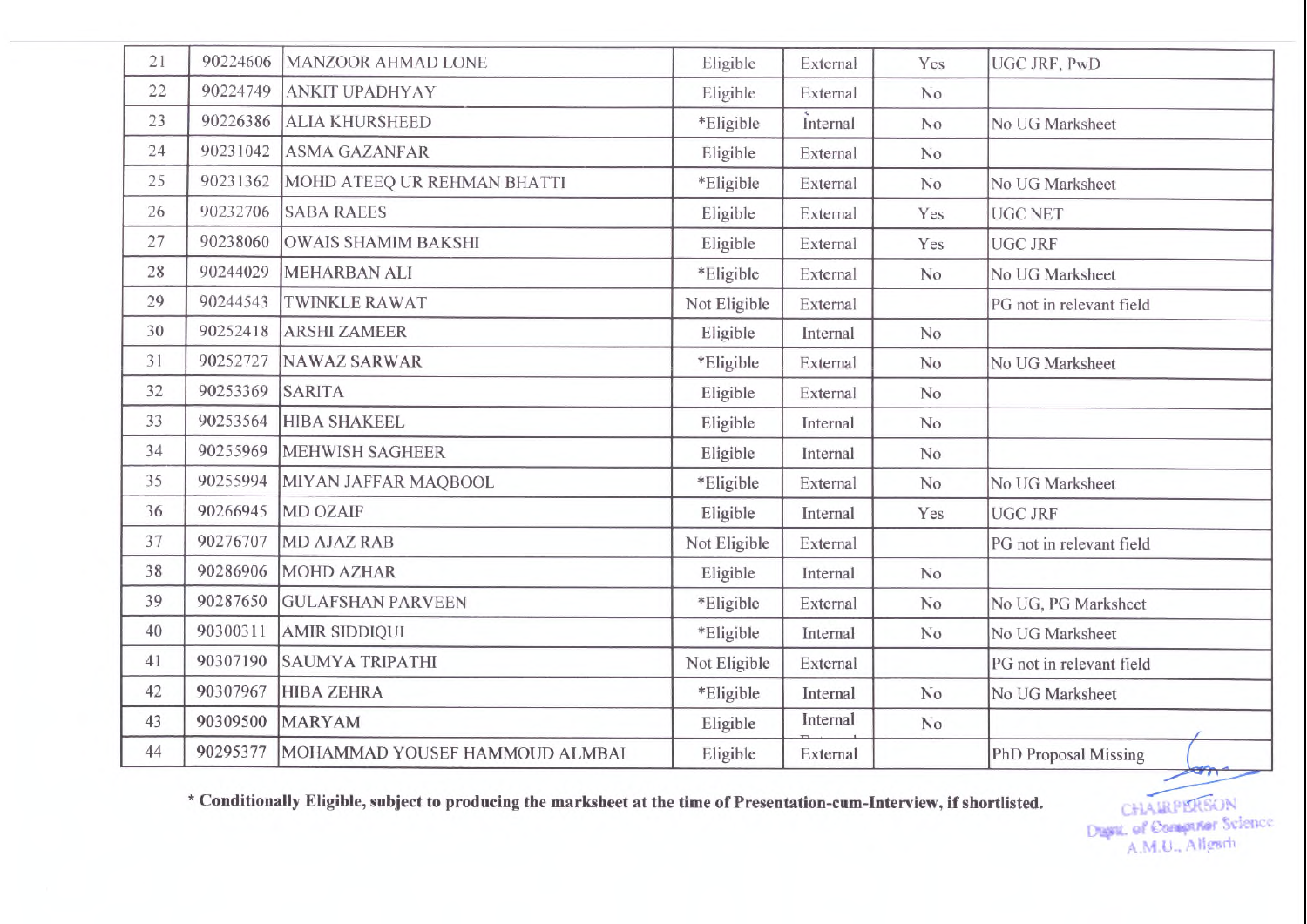| | | | | | | |
|---|---|---|---|---|---|---|
| 21 | 90224606 | MANZOOR AHMAD LONE | Eligible | External | Yes | UGC JRF, PwD |
| 22 | 90224749 | ANKIT UPADHYAY | Eligible | External | No | |
| 23 | 90226386 | ALIA KHURSHEED | *Eligible | Internal | No | No UG Marksheet |
| 24 | 90231042 | ASMA GAZANFAR | Eligible | External | No | |
| 25 | 90231362 | MOHD ATEEQ UR REHMAN BHATTI | *Eligible | External | No | No UG Marksheet |
| 26 | 90232706 | SABA RAEES | Eligible | External | Yes | UGC NET |
| 27 | 90238060 | OWAIS SHAMIM BAKSHI | Eligible | External | Yes | UGC JRF |
| 28 | 90244029 | MEHARBAN ALI | *Eligible | External | No | No UG Marksheet |
| 29 | 90244543 | TWINKLE RAWAT | Not Eligible | External | | PG not in relevant field |
| 30 | 90252418 | ARSHI ZAMEER | Eligible | Internal | No | |
| 31 | 90252727 | NAWAZ SARWAR | *Eligible | External | No | No UG Marksheet |
| 32 | 90253369 | SARITA | Eligible | External | No | |
| 33 | 90253564 | HIBA SHAKEEL | Eligible | Internal | No | |
| 34 | 90255969 | MEHWISH SAGHEER | Eligible | Internal | No | |
| 35 | 90255994 | MIYAN JAFFAR MAQBOOL | *Eligible | External | No | No UG Marksheet |
| 36 | 90266945 | MD OZAIF | Eligible | Internal | Yes | UGC JRF |
| 37 | 90276707 | MD AJAZ RAB | Not Eligible | External | | PG not in relevant field |
| 38 | 90286906 | MOHD AZHAR | Eligible | Internal | No | |
| 39 | 90287650 | GULAFSHAN PARVEEN | *Eligible | External | No | No UG, PG Marksheet |
| 40 | 90300311 | AMIR SIDDIQUI | *Eligible | Internal | No | No UG Marksheet |
| 41 | 90307190 | SAUMYA TRIPATHI | Not Eligible | External | | PG not in relevant field |
| 42 | 90307967 | HIBA ZEHRA | *Eligible | Internal | No | No UG Marksheet |
| 43 | 90309500 | MARYAM | Eligible | Internal | No | |
| 44 | 90295377 | MOHAMMAD YOUSEF HAMMOUD ALMBAI | Eligible | External | | PhD Proposal Missing |

**\* Conditionally Eligible, subject to producing the marksheet at the time of Presentation-cum-Interview, if shortlisted.**

CHAIRPERSON
Deptt. of Computer Science
A.M.U., Aligarh